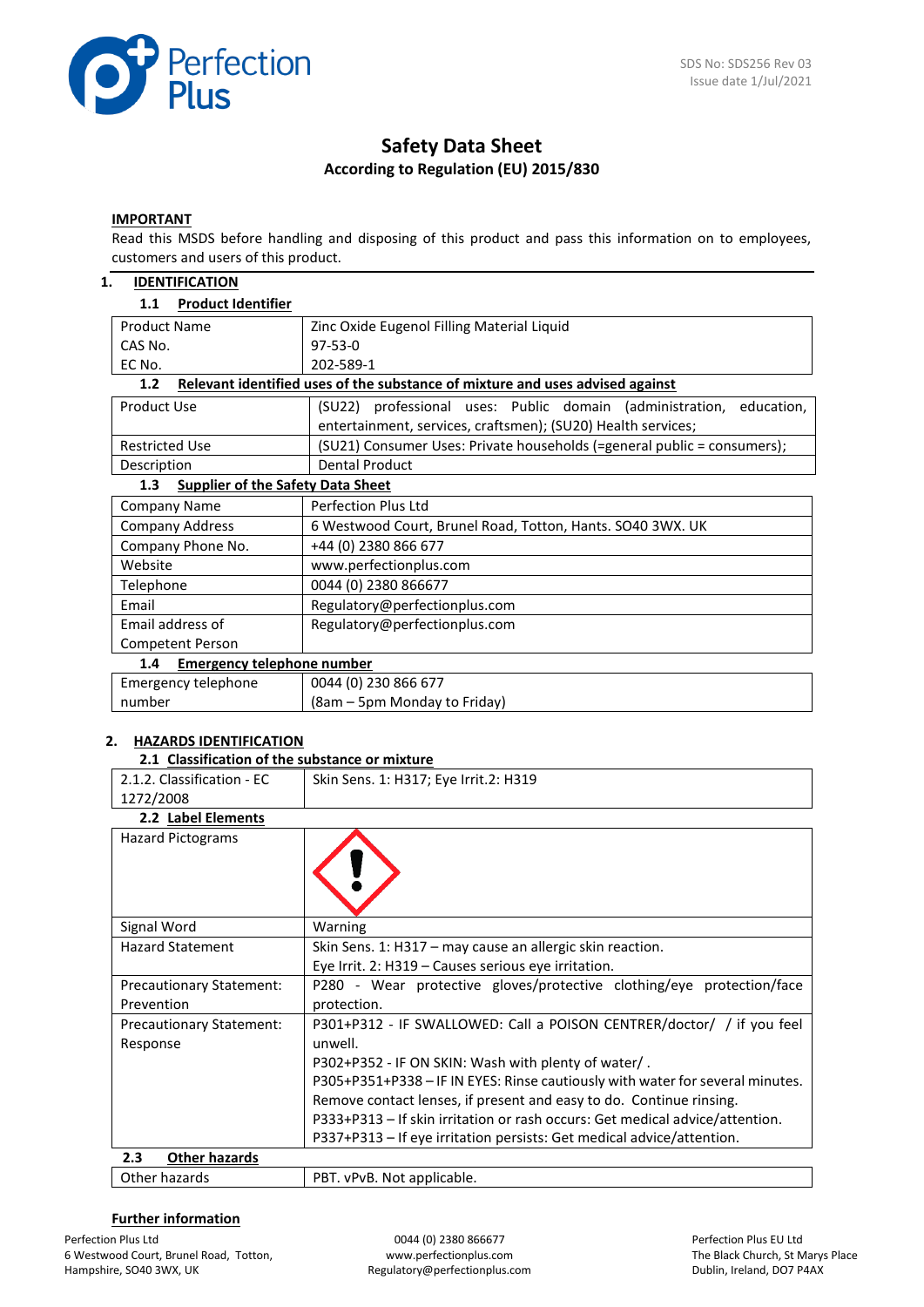SDS No: SDS256 Rev 03
Issue date 1/Jul/2021

# Safety Data Sheet

**According to Regulation (EU) 2015/830**

**IMPORTANT**

Read this MSDS before handling and disposing of this product and pass this information on to employees, customers and users of this product.

## 1. IDENTIFICATION

### 1.1 Product Identifier

| | |
|---|---|
| Product Name | Zinc Oxide Eugenol Filling Material Liquid |
| CAS No. | 97-53-0 |
| EC No. | 202-589-1 |

### 1.2 Relevant identified uses of the substance of mixture and uses advised against

| | |
|---|---|
| Product Use | (SU22) professional uses: Public domain (administration, education, entertainment, services, craftsmen); (SU20) Health services; |
| Restricted Use | (SU21) Consumer Uses: Private households (=general public = consumers); |
| Description | Dental Product |

### 1.3 Supplier of the Safety Data Sheet

| | |
|---|---|
| Company Name | Perfection Plus Ltd |
| Company Address | 6 Westwood Court, Brunel Road, Totton, Hants. SO40 3WX. UK |
| Company Phone No. | +44 (0) 2380 866 677 |
| Website | www.perfectionplus.com |
| Telephone | 0044 (0) 2380 866677 |
| Email | Regulatory@perfectionplus.com |
| Email address of Competent Person | Regulatory@perfectionplus.com |

### 1.4 Emergency telephone number

| | |
|---|---|
| Emergency telephone number | 0044 (0) 230 866 677 (8am – 5pm Monday to Friday) |

## 2. HAZARDS IDENTIFICATION

### 2.1 Classification of the substance or mixture

| | |
|---|---|
| 2.1.2. Classification - EC 1272/2008 | Skin Sens. 1: H317; Eye Irrit.2: H319 |

### 2.2 Label Elements

| | |
|---|---|
| Hazard Pictograms | |
| Signal Word | Warning |
| Hazard Statement | Skin Sens. 1: H317 – may cause an allergic skin reaction.<br>Eye Irrit. 2: H319 – Causes serious eye irritation. |
| Precautionary Statement: Prevention | P280 - Wear protective gloves/protective clothing/eye protection/face protection. |
| Precautionary Statement: Response | P301+P312 - IF SWALLOWED: Call a POISON CENTRER/doctor/ / if you feel unwell.<br>P302+P352 - IF ON SKIN: Wash with plenty of water/ .<br>P305+P351+P338 – IF IN EYES: Rinse cautiously with water for several minutes. Remove contact lenses, if present and easy to do. Continue rinsing.<br>P333+P313 – If skin irritation or rash occurs: Get medical advice/attention.<br>P337+P313 – If eye irritation persists: Get medical advice/attention. |

### 2.3 Other hazards

| | |
|---|---|
| Other hazards | PBT. vPvB. Not applicable. |

**Further information**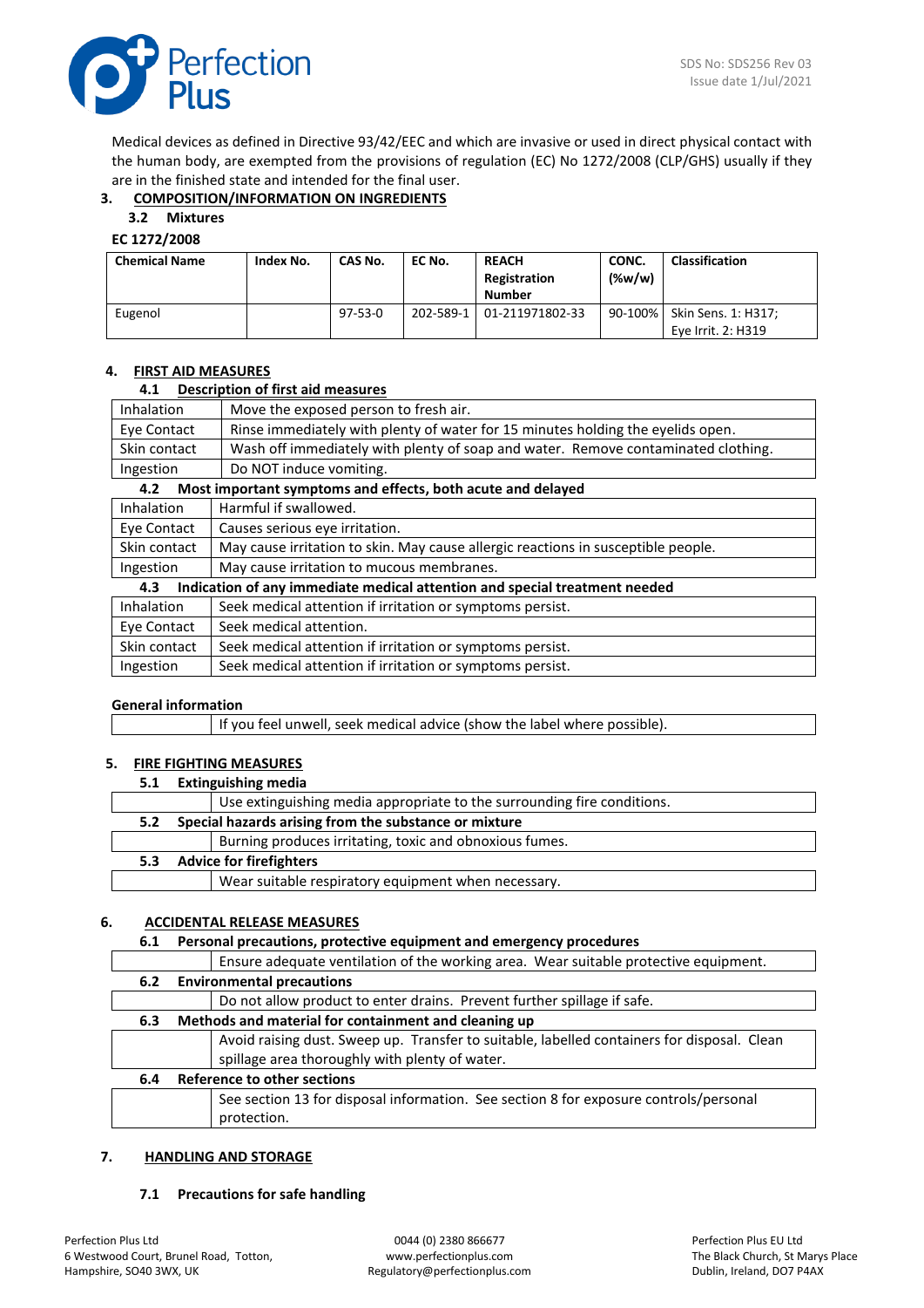Medical devices as defined in Directive 93/42/EEC and which are invasive or used in direct physical contact with the human body, are exempted from the provisions of regulation (EC) No 1272/2008 (CLP/GHS) usually if they are in the finished state and intended for the final user.

## 3. COMPOSITION/INFORMATION ON INGREDIENTS

### 3.2 Mixtures

**EC 1272/2008**

| Chemical Name | Index No. | CAS No. | EC No. | REACH Registration Number | CONC. (%w/w) | Classification |
|---|---|---|---|---|---|---|
| Eugenol | | 97-53-0 | 202-589-1 | 01-211971802-33 | 90-100% | Skin Sens. 1: H317; Eye Irrit. 2: H319 |

## 4. FIRST AID MEASURES

### 4.1 Description of first aid measures

| | |
|---|---|
| Inhalation | Move the exposed person to fresh air. |
| Eye Contact | Rinse immediately with plenty of water for 15 minutes holding the eyelids open. |
| Skin contact | Wash off immediately with plenty of soap and water. Remove contaminated clothing. |
| Ingestion | Do NOT induce vomiting. |

### 4.2 Most important symptoms and effects, both acute and delayed

| | |
|---|---|
| Inhalation | Harmful if swallowed. |
| Eye Contact | Causes serious eye irritation. |
| Skin contact | May cause irritation to skin. May cause allergic reactions in susceptible people. |
| Ingestion | May cause irritation to mucous membranes. |

### 4.3 Indication of any immediate medical attention and special treatment needed

| | |
|---|---|
| Inhalation | Seek medical attention if irritation or symptoms persist. |
| Eye Contact | Seek medical attention. |
| Skin contact | Seek medical attention if irritation or symptoms persist. |
| Ingestion | Seek medical attention if irritation or symptoms persist. |

**General information**

| | |
|---|---|
| | If you feel unwell, seek medical advice (show the label where possible). |

## 5. FIRE FIGHTING MEASURES

### 5.1 Extinguishing media

| | |
|---|---|
| | Use extinguishing media appropriate to the surrounding fire conditions. |

### 5.2 Special hazards arising from the substance or mixture

| | |
|---|---|
| | Burning produces irritating, toxic and obnoxious fumes. |

### 5.3 Advice for firefighters

| | |
|---|---|
| | Wear suitable respiratory equipment when necessary. |

## 6. ACCIDENTAL RELEASE MEASURES

### 6.1 Personal precautions, protective equipment and emergency procedures

| | |
|---|---|
| | Ensure adequate ventilation of the working area. Wear suitable protective equipment. |

### 6.2 Environmental precautions

| | |
|---|---|
| | Do not allow product to enter drains. Prevent further spillage if safe. |

### 6.3 Methods and material for containment and cleaning up

| | |
|---|---|
| | Avoid raising dust. Sweep up. Transfer to suitable, labelled containers for disposal. Clean spillage area thoroughly with plenty of water. |

### 6.4 Reference to other sections

| | |
|---|---|
| | See section 13 for disposal information. See section 8 for exposure controls/personal protection. |

## 7. HANDLING AND STORAGE

### 7.1 Precautions for safe handling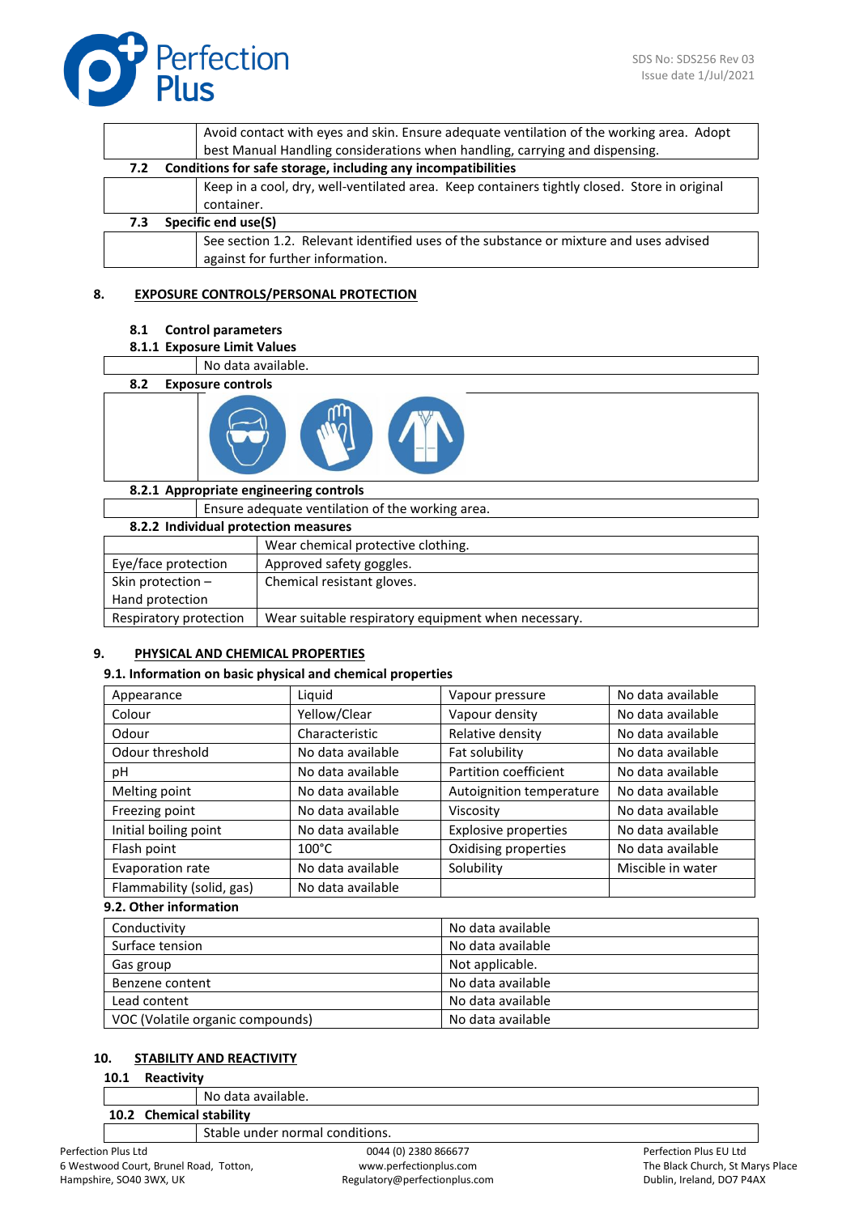| | |
|---|---|
| | Avoid contact with eyes and skin. Ensure adequate ventilation of the working area. Adopt best Manual Handling considerations when handling, carrying and dispensing. |

**7.2 Conditions for safe storage, including any incompatibilities**

| | |
|---|---|
| | Keep in a cool, dry, well-ventilated area. Keep containers tightly closed. Store in original container. |

**7.3 Specific end use(S)**

| | |
|---|---|
| | See section 1.2. Relevant identified uses of the substance or mixture and uses advised against for further information. |

## 8. EXPOSURE CONTROLS/PERSONAL PROTECTION

**8.1 Control parameters**

**8.1.1 Exposure Limit Values**

| | |
|---|---|
| | No data available. |

**8.2 Exposure controls**

**8.2.1 Appropriate engineering controls**

| | |
|---|---|
| | Ensure adequate ventilation of the working area. |

**8.2.2 Individual protection measures**

| | |
|---|---|
| | Wear chemical protective clothing. |
| Eye/face protection | Approved safety goggles. |
| Skin protection – Hand protection | Chemical resistant gloves. |
| Respiratory protection | Wear suitable respiratory equipment when necessary. |

## 9. PHYSICAL AND CHEMICAL PROPERTIES

**9.1. Information on basic physical and chemical properties**

| | | | |
|---|---|---|---|
| Appearance | Liquid | Vapour pressure | No data available |
| Colour | Yellow/Clear | Vapour density | No data available |
| Odour | Characteristic | Relative density | No data available |
| Odour threshold | No data available | Fat solubility | No data available |
| pH | No data available | Partition coefficient | No data available |
| Melting point | No data available | Autoignition temperature | No data available |
| Freezing point | No data available | Viscosity | No data available |
| Initial boiling point | No data available | Explosive properties | No data available |
| Flash point | 100°C | Oxidising properties | No data available |
| Evaporation rate | No data available | Solubility | Miscible in water |
| Flammability (solid, gas) | No data available | | |

**9.2. Other information**

| | |
|---|---|
| Conductivity | No data available |
| Surface tension | No data available |
| Gas group | Not applicable. |
| Benzene content | No data available |
| Lead content | No data available |
| VOC (Volatile organic compounds) | No data available |

## 10. STABILITY AND REACTIVITY

**10.1 Reactivity**

| | |
|---|---|
| | No data available. |

**10.2 Chemical stability**

| | |
|---|---|
| | Stable under normal conditions. |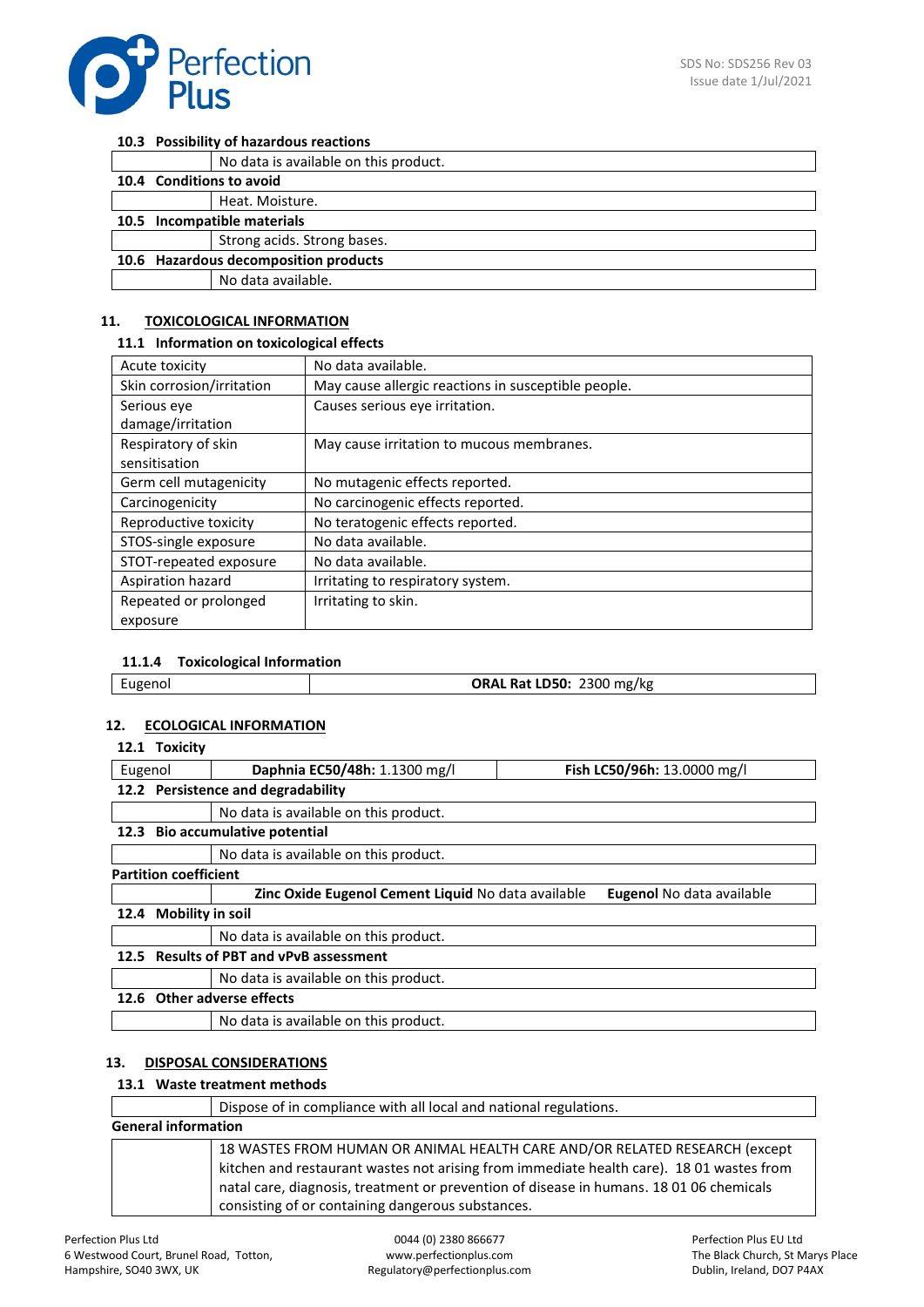#### 10.3 Possibility of hazardous reactions

| | |
|---|---|
| | No data is available on this product. |

#### 10.4 Conditions to avoid

| | |
|---|---|
| | Heat. Moisture. |

#### 10.5 Incompatible materials

| | |
|---|---|
| | Strong acids. Strong bases. |

#### 10.6 Hazardous decomposition products

| | |
|---|---|
| | No data available. |

## 11. TOXICOLOGICAL INFORMATION

### 11.1 Information on toxicological effects

| | |
|---|---|
| Acute toxicity | No data available. |
| Skin corrosion/irritation | May cause allergic reactions in susceptible people. |
| Serious eye damage/irritation | Causes serious eye irritation. |
| Respiratory of skin sensitisation | May cause irritation to mucous membranes. |
| Germ cell mutagenicity | No mutagenic effects reported. |
| Carcinogenicity | No carcinogenic effects reported. |
| Reproductive toxicity | No teratogenic effects reported. |
| STOS-single exposure | No data available. |
| STOT-repeated exposure | No data available. |
| Aspiration hazard | Irritating to respiratory system. |
| Repeated or prolonged exposure | Irritating to skin. |

#### 11.1.4 Toxicological Information

| | |
|---|---|
| Eugenol | **ORAL Rat LD50:** 2300 mg/kg |

## 12. ECOLOGICAL INFORMATION

### 12.1 Toxicity

| | | |
|---|---|---|
| Eugenol | **Daphnia EC50/48h:** 1.1300 mg/l | **Fish LC50/96h:** 13.0000 mg/l |

### 12.2 Persistence and degradability

| | |
|---|---|
| | No data is available on this product. |

### 12.3 Bio accumulative potential

| | |
|---|---|
| | No data is available on this product. |

**Partition coefficient**

| | | |
|---|---|---|
| | **Zinc Oxide Eugenol Cement Liquid** No data available | **Eugenol** No data available |

### 12.4 Mobility in soil

| | |
|---|---|
| | No data is available on this product. |

### 12.5 Results of PBT and vPvB assessment

| | |
|---|---|
| | No data is available on this product. |

### 12.6 Other adverse effects

| | |
|---|---|
| | No data is available on this product. |

## 13. DISPOSAL CONSIDERATIONS

### 13.1 Waste treatment methods

| | |
|---|---|
| | Dispose of in compliance with all local and national regulations. |

**General information**

| | |
|---|---|
| | 18 WASTES FROM HUMAN OR ANIMAL HEALTH CARE AND/OR RELATED RESEARCH (except kitchen and restaurant wastes not arising from immediate health care). 18 01 wastes from natal care, diagnosis, treatment or prevention of disease in humans. 18 01 06 chemicals consisting of or containing dangerous substances. |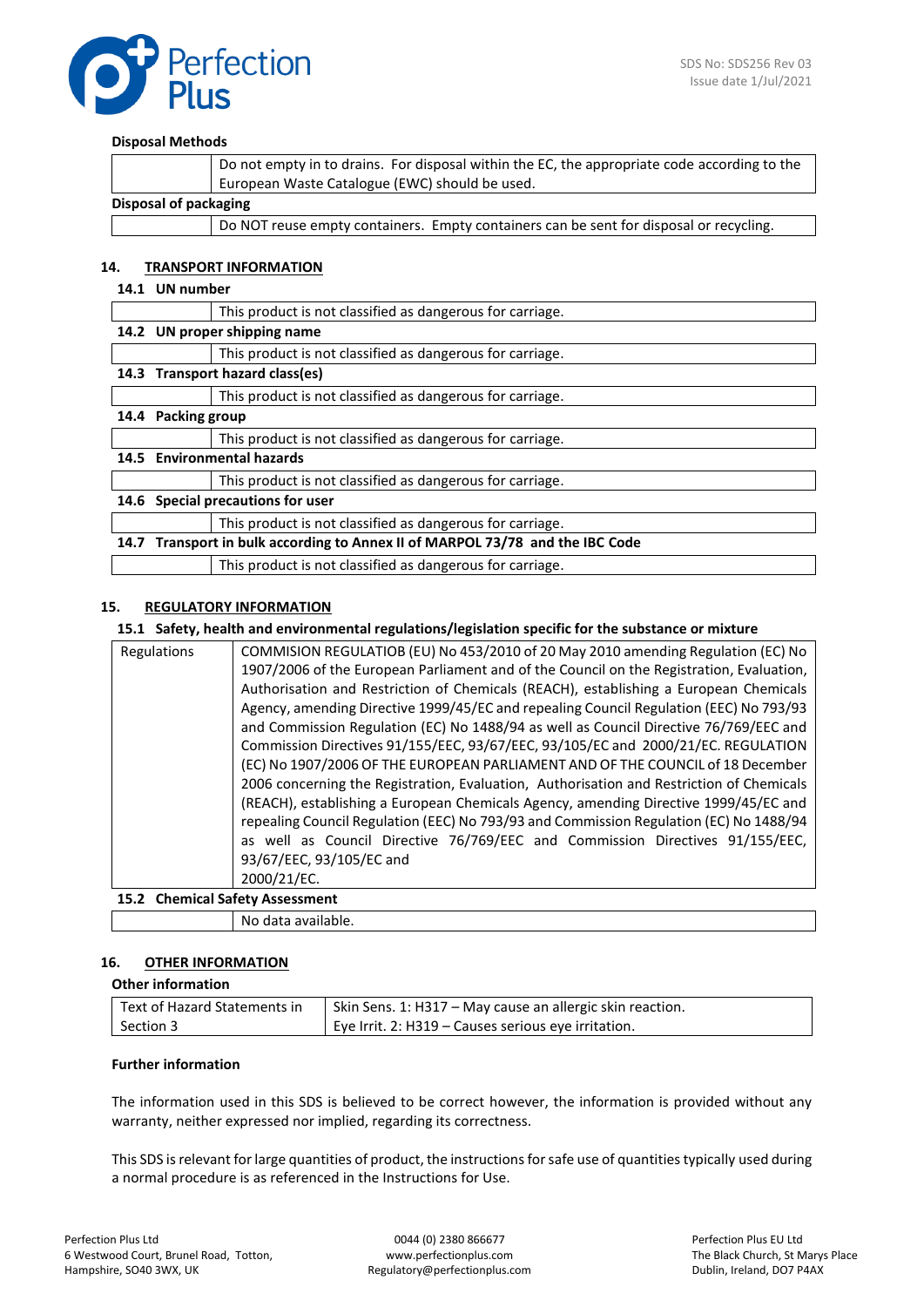**Disposal Methods**

| | |
|---|---|
| | Do not empty in to drains. For disposal within the EC, the appropriate code according to the European Waste Catalogue (EWC) should be used. |

**Disposal of packaging**

| | |
|---|---|
| | Do NOT reuse empty containers. Empty containers can be sent for disposal or recycling. |

## 14. TRANSPORT INFORMATION

**14.1 UN number**

| | |
|---|---|
| | This product is not classified as dangerous for carriage. |

**14.2 UN proper shipping name**

| | |
|---|---|
| | This product is not classified as dangerous for carriage. |

**14.3 Transport hazard class(es)**

| | |
|---|---|
| | This product is not classified as dangerous for carriage. |

**14.4 Packing group**

| | |
|---|---|
| | This product is not classified as dangerous for carriage. |

**14.5 Environmental hazards**

| | |
|---|---|
| | This product is not classified as dangerous for carriage. |

**14.6 Special precautions for user**

| | |
|---|---|
| | This product is not classified as dangerous for carriage. |

**14.7 Transport in bulk according to Annex II of MARPOL 73/78 and the IBC Code**

| | |
|---|---|
| | This product is not classified as dangerous for carriage. |

## 15. REGULATORY INFORMATION

**15.1 Safety, health and environmental regulations/legislation specific for the substance or mixture**

| | |
|---|---|
| Regulations | COMMISION REGULATIOB (EU) No 453/2010 of 20 May 2010 amending Regulation (EC) No 1907/2006 of the European Parliament and of the Council on the Registration, Evaluation, Authorisation and Restriction of Chemicals (REACH), establishing a European Chemicals Agency, amending Directive 1999/45/EC and repealing Council Regulation (EEC) No 793/93 and Commission Regulation (EC) No 1488/94 as well as Council Directive 76/769/EEC and Commission Directives 91/155/EEC, 93/67/EEC, 93/105/EC and 2000/21/EC. REGULATION (EC) No 1907/2006 OF THE EUROPEAN PARLIAMENT AND OF THE COUNCIL of 18 December 2006 concerning the Registration, Evaluation, Authorisation and Restriction of Chemicals (REACH), establishing a European Chemicals Agency, amending Directive 1999/45/EC and repealing Council Regulation (EEC) No 793/93 and Commission Regulation (EC) No 1488/94 as well as Council Directive 76/769/EEC and Commission Directives 91/155/EEC, 93/67/EEC, 93/105/EC and 2000/21/EC. |

**15.2 Chemical Safety Assessment**

| | |
|---|---|
| | No data available. |

## 16. OTHER INFORMATION

**Other information**

| | |
|---|---|
| Text of Hazard Statements in Section 3 | Skin Sens. 1: H317 – May cause an allergic skin reaction.<br>Eye Irrit. 2: H319 – Causes serious eye irritation. |

**Further information**

The information used in this SDS is believed to be correct however, the information is provided without any warranty, neither expressed nor implied, regarding its correctness.

This SDS is relevant for large quantities of product, the instructions for safe use of quantities typically used during a normal procedure is as referenced in the Instructions for Use.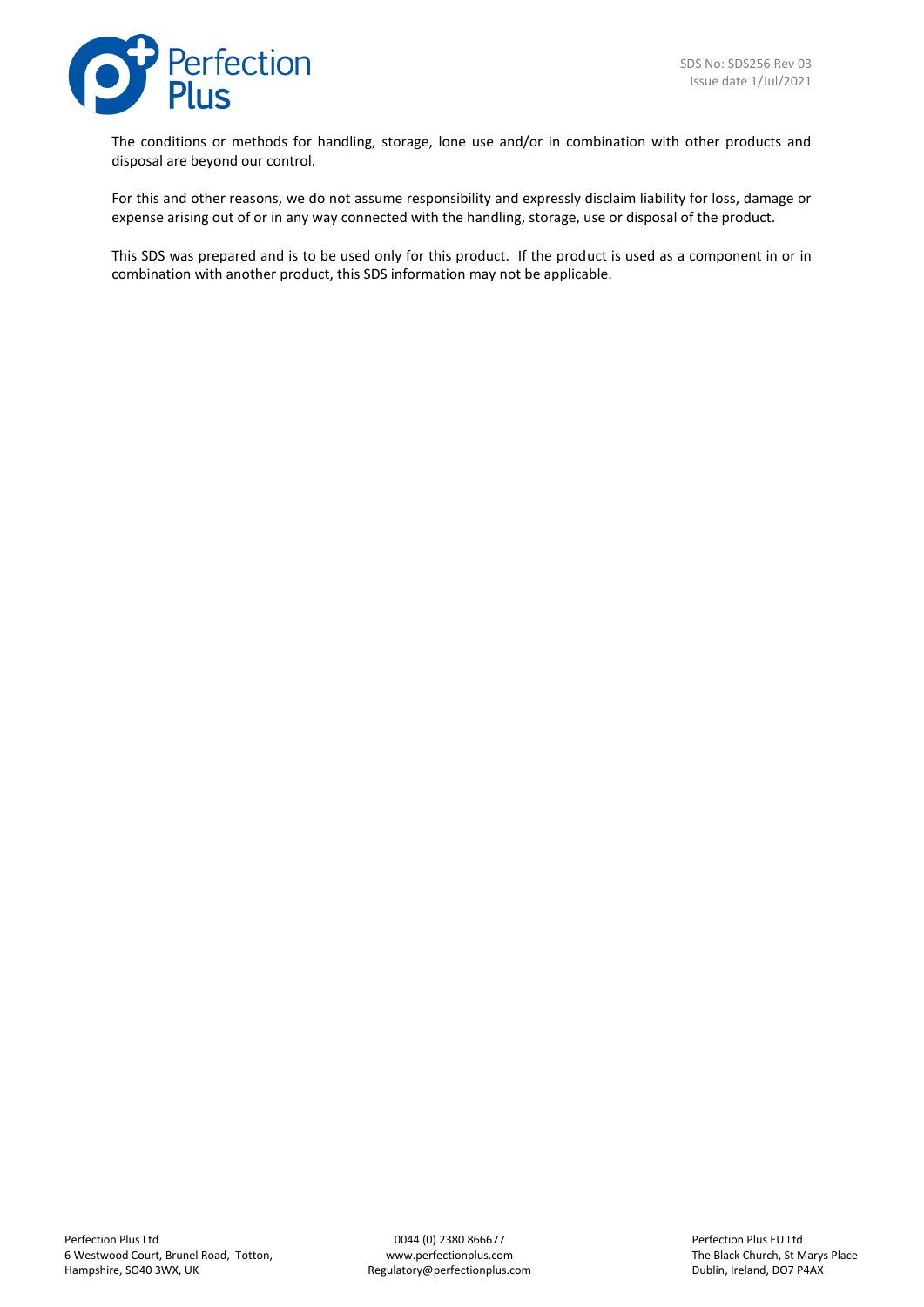The conditions or methods for handling, storage, lone use and/or in combination with other products and disposal are beyond our control.

For this and other reasons, we do not assume responsibility and expressly disclaim liability for loss, damage or expense arising out of or in any way connected with the handling, storage, use or disposal of the product.

This SDS was prepared and is to be used only for this product. If the product is used as a component in or in combination with another product, this SDS information may not be applicable.